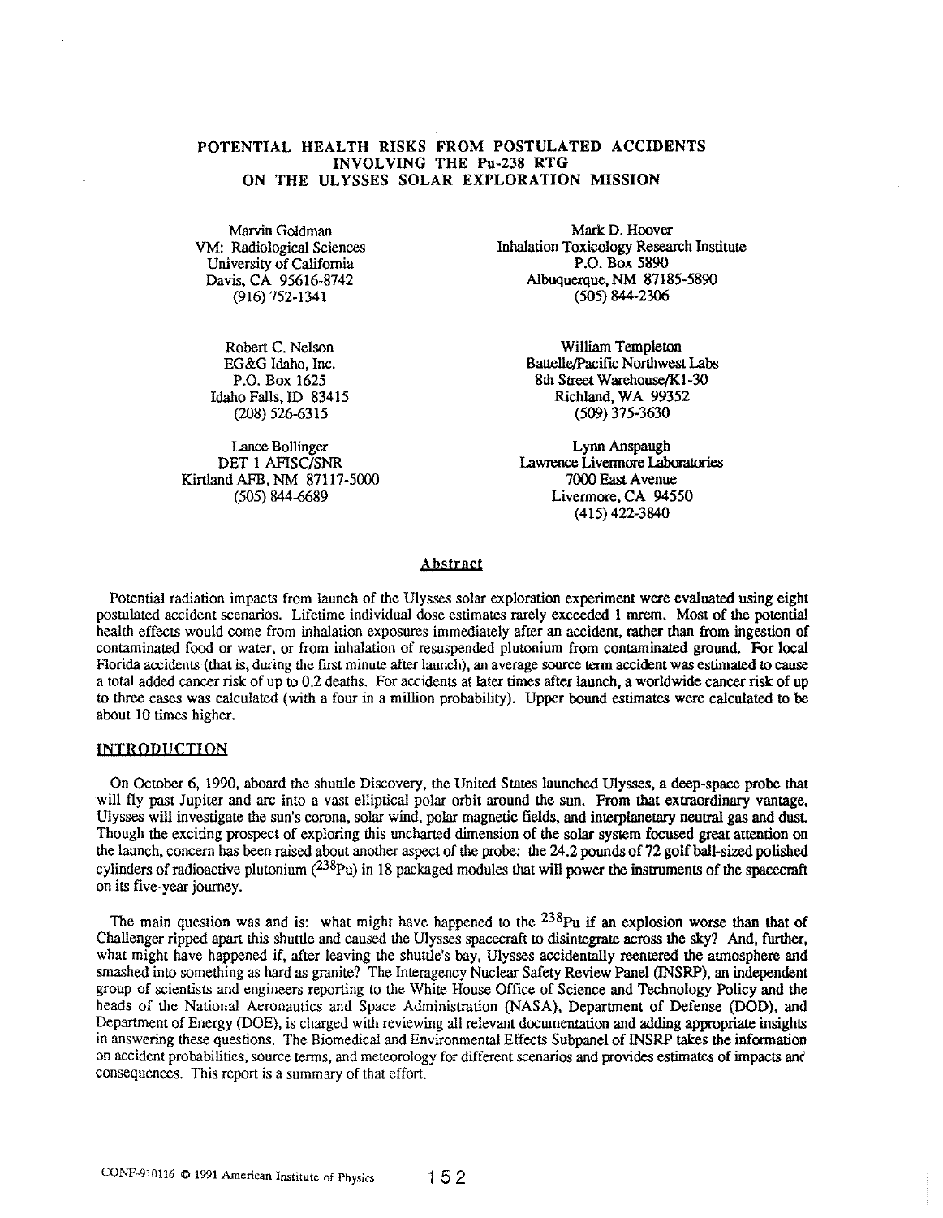# POTENTIAL HEALTH RISKS FROM POSTULATED ACCIDENTS INVOLVING THE Pu-238 RTG ON THE ULYSSES SOLAR EXPLORATION MISSION

Marvin Goldman
VM: Radiological Sciences
University of California
Davis, CA 95616-8742
(916) 752-1341

Mark D. Hoover
Inhalation Toxicology Research Institute
P.O. Box 5890
Albuquerque, NM 87185-5890
(505) 844-2306

Robert C. Nelson
EG&G Idaho, Inc.
P.O. Box 1625
Idaho Falls, ID 83415
(208) 526-6315

William Templeton
Battelle/Pacific Northwest Labs
8th Street Warehouse/K1-30
Richland, WA 99352
(509) 375-3630

Lance Bollinger
DET 1 AFISC/SNR
Kirtland AFB, NM 87117-5000
(505) 844-6689

Lynn Anspaugh
Lawrence Livermore Laboratories
7000 East Avenue
Livermore, CA 94550
(415) 422-3840

## Abstract

Potential radiation impacts from launch of the Ulysses solar exploration experiment were evaluated using eight postulated accident scenarios. Lifetime individual dose estimates rarely exceeded 1 mrem. Most of the potential health effects would come from inhalation exposures immediately after an accident, rather than from ingestion of contaminated food or water, or from inhalation of resuspended plutonium from contaminated ground. For local Florida accidents (that is, during the first minute after launch), an average source term accident was estimated to cause a total added cancer risk of up to 0.2 deaths. For accidents at later times after launch, a worldwide cancer risk of up to three cases was calculated (with a four in a million probability). Upper bound estimates were calculated to be about 10 times higher.

## INTRODUCTION

On October 6, 1990, aboard the shuttle Discovery, the United States launched Ulysses, a deep-space probe that will fly past Jupiter and arc into a vast elliptical polar orbit around the sun. From that extraordinary vantage, Ulysses will investigate the sun's corona, solar wind, polar magnetic fields, and interplanetary neutral gas and dust. Though the exciting prospect of exploring this uncharted dimension of the solar system focused great attention on the launch, concern has been raised about another aspect of the probe: the 24.2 pounds of 72 golf ball-sized polished cylinders of radioactive plutonium ($^{238}$Pu) in 18 packaged modules that will power the instruments of the spacecraft on its five-year journey.

The main question was and is: what might have happened to the $^{238}$Pu if an explosion worse than that of Challenger ripped apart this shuttle and caused the Ulysses spacecraft to disintegrate across the sky? And, further, what might have happened if, after leaving the shuttle's bay, Ulysses accidentally reentered the atmosphere and smashed into something as hard as granite? The Interagency Nuclear Safety Review Panel (INSRP), an independent group of scientists and engineers reporting to the White House Office of Science and Technology Policy and the heads of the National Aeronautics and Space Administration (NASA), Department of Defense (DOD), and Department of Energy (DOE), is charged with reviewing all relevant documentation and adding appropriate insights in answering these questions. The Biomedical and Environmental Effects Subpanel of INSRP takes the information on accident probabilities, source terms, and meteorology for different scenarios and provides estimates of impacts and consequences. This report is a summary of that effort.

CONF-910116 © 1991 American Institute of Physics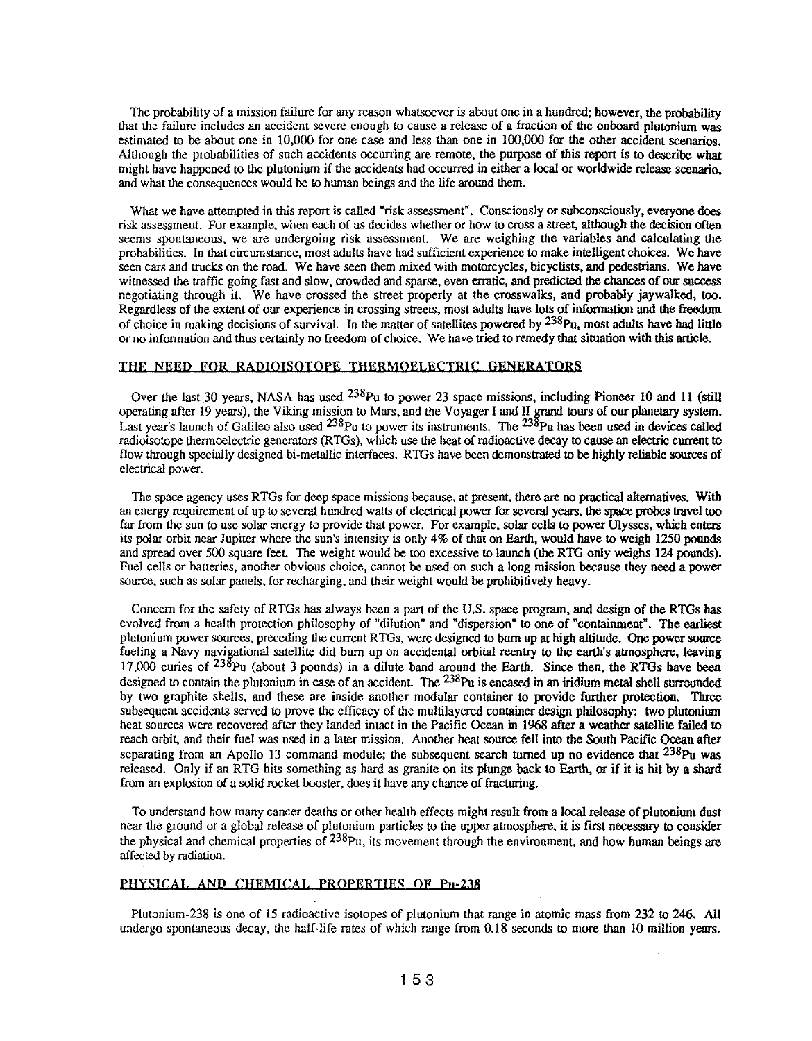The probability of a mission failure for any reason whatsoever is about one in a hundred; however, the probability that the failure includes an accident severe enough to cause a release of a fraction of the onboard plutonium was estimated to be about one in 10,000 for one case and less than one in 100,000 for the other accident scenarios. Although the probabilities of such accidents occurring are remote, the purpose of this report is to describe what might have happened to the plutonium if the accidents had occurred in either a local or worldwide release scenario, and what the consequences would be to human beings and the life around them.

What we have attempted in this report is called "risk assessment". Consciously or subconsciously, everyone does risk assessment. For example, when each of us decides whether or how to cross a street, although the decision often seems spontaneous, we are undergoing risk assessment. We are weighing the variables and calculating the probabilities. In that circumstance, most adults have had sufficient experience to make intelligent choices. We have seen cars and trucks on the road. We have seen them mixed with motorcycles, bicyclists, and pedestrians. We have witnessed the traffic going fast and slow, crowded and sparse, even erratic, and predicted the chances of our success negotiating through it. We have crossed the street properly at the crosswalks, and probably jaywalked, too. Regardless of the extent of our experience in crossing streets, most adults have lots of information and the freedom of choice in making decisions of survival. In the matter of satellites powered by $^{238}Pu$, most adults have had little or no information and thus certainly no freedom of choice. We have tried to remedy that situation with this article.

## THE NEED FOR RADIOISOTOPE THERMOELECTRIC GENERATORS

Over the last 30 years, NASA has used $^{238}Pu$ to power 23 space missions, including Pioneer 10 and 11 (still operating after 19 years), the Viking mission to Mars, and the Voyager I and II grand tours of our planetary system. Last year's launch of Galileo also used $^{238}Pu$ to power its instruments. The $^{238}Pu$ has been used in devices called radioisotope thermoelectric generators (RTGs), which use the heat of radioactive decay to cause an electric current to flow through specially designed bi-metallic interfaces. RTGs have been demonstrated to be highly reliable sources of electrical power.

The space agency uses RTGs for deep space missions because, at present, there are no practical alternatives. With an energy requirement of up to several hundred watts of electrical power for several years, the space probes travel too far from the sun to use solar energy to provide that power. For example, solar cells to power Ulysses, which enters its polar orbit near Jupiter where the sun's intensity is only 4% of that on Earth, would have to weigh 1250 pounds and spread over 500 square feet. The weight would be too excessive to launch (the RTG only weighs 124 pounds). Fuel cells or batteries, another obvious choice, cannot be used on such a long mission because they need a power source, such as solar panels, for recharging, and their weight would be prohibitively heavy.

Concern for the safety of RTGs has always been a part of the U.S. space program, and design of the RTGs has evolved from a health protection philosophy of "dilution" and "dispersion" to one of "containment". The earliest plutonium power sources, preceding the current RTGs, were designed to burn up at high altitude. One power source fueling a Navy navigational satellite did burn up on accidental orbital reentry to the earth's atmosphere, leaving 17,000 curies of $^{238}Pu$ (about 3 pounds) in a dilute band around the Earth. Since then, the RTGs have been designed to contain the plutonium in case of an accident. The $^{238}Pu$ is encased in an iridium metal shell surrounded by two graphite shells, and these are inside another modular container to provide further protection. Three subsequent accidents served to prove the efficacy of the multilayered container design philosophy: two plutonium heat sources were recovered after they landed intact in the Pacific Ocean in 1968 after a weather satellite failed to reach orbit, and their fuel was used in a later mission. Another heat source fell into the South Pacific Ocean after separating from an Apollo 13 command module; the subsequent search turned up no evidence that $^{238}Pu$ was released. Only if an RTG hits something as hard as granite on its plunge back to Earth, or if it is hit by a shard from an explosion of a solid rocket booster, does it have any chance of fracturing.

To understand how many cancer deaths or other health effects might result from a local release of plutonium dust near the ground or a global release of plutonium particles to the upper atmosphere, it is first necessary to consider the physical and chemical properties of $^{238}Pu$, its movement through the environment, and how human beings are affected by radiation.

## PHYSICAL AND CHEMICAL PROPERTIES OF Pu-238

Plutonium-238 is one of 15 radioactive isotopes of plutonium that range in atomic mass from 232 to 246. All undergo spontaneous decay, the half-life rates of which range from 0.18 seconds to more than 10 million years.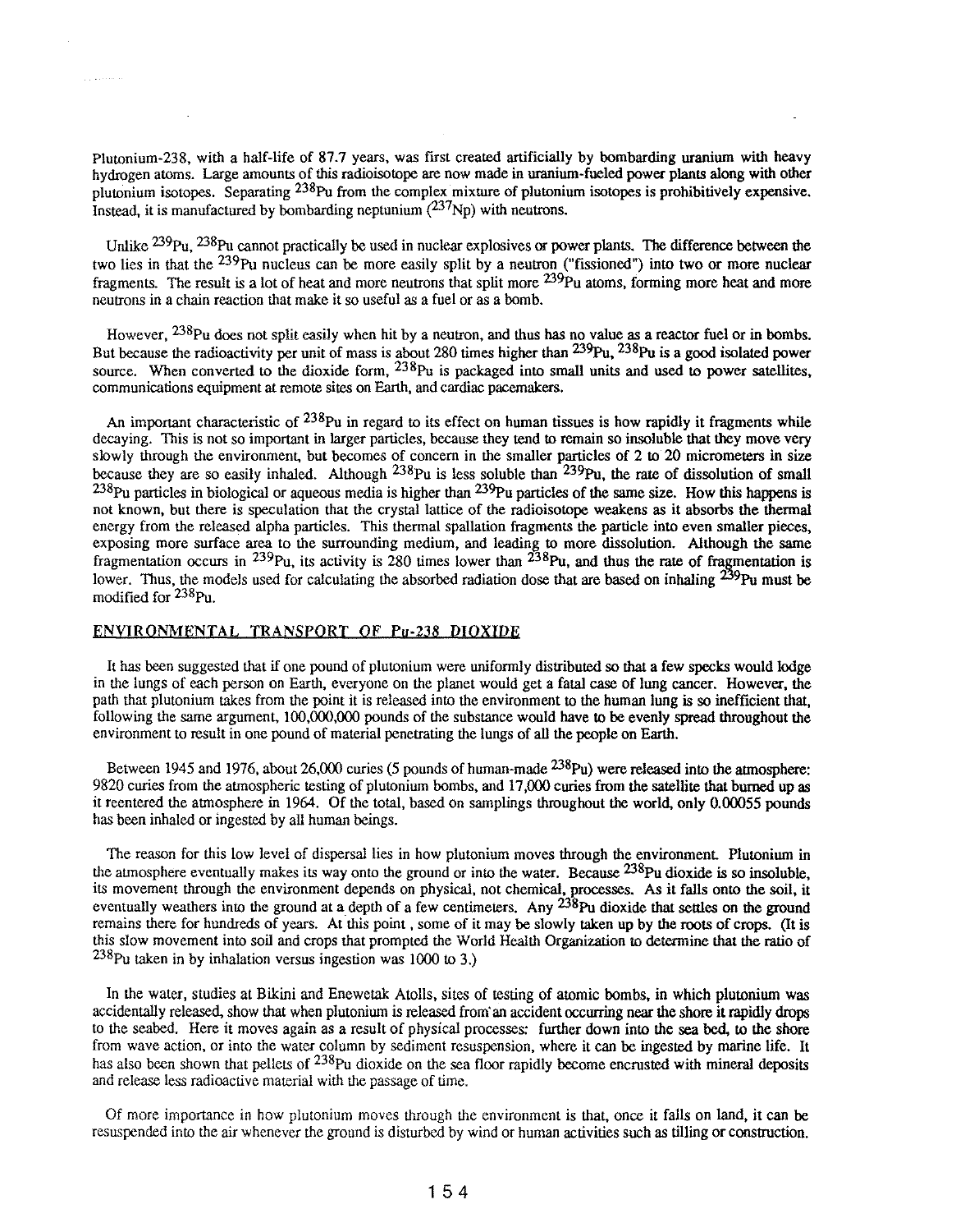Plutonium-238, with a half-life of 87.7 years, was first created artificially by bombarding uranium with heavy hydrogen atoms. Large amounts of this radioisotope are now made in uranium-fueled power plants along with other plutonium isotopes. Separating $^{238}Pu$ from the complex mixture of plutonium isotopes is prohibitively expensive. Instead, it is manufactured by bombarding neptunium ($^{237}Np$) with neutrons.

Unlike $^{239}Pu$, $^{238}Pu$ cannot practically be used in nuclear explosives or power plants. The difference between the two lies in that the $^{239}Pu$ nucleus can be more easily split by a neutron ("fissioned") into two or more nuclear fragments. The result is a lot of heat and more neutrons that split more $^{239}Pu$ atoms, forming more heat and more neutrons in a chain reaction that make it so useful as a fuel or as a bomb.

However, $^{238}Pu$ does not split easily when hit by a neutron, and thus has no value as a reactor fuel or in bombs. But because the radioactivity per unit of mass is about 280 times higher than $^{239}Pu$, $^{238}Pu$ is a good isolated power source. When converted to the dioxide form, $^{238}Pu$ is packaged into small units and used to power satellites, communications equipment at remote sites on Earth, and cardiac pacemakers.

An important characteristic of $^{238}Pu$ in regard to its effect on human tissues is how rapidly it fragments while decaying. This is not so important in larger particles, because they tend to remain so insoluble that they move very slowly through the environment, but becomes of concern in the smaller particles of 2 to 20 micrometers in size because they are so easily inhaled. Although $^{238}Pu$ is less soluble than $^{239}Pu$, the rate of dissolution of small $^{238}Pu$ particles in biological or aqueous media is higher than $^{239}Pu$ particles of the same size. How this happens is not known, but there is speculation that the crystal lattice of the radioisotope weakens as it absorbs the thermal energy from the released alpha particles. This thermal spallation fragments the particle into even smaller pieces, exposing more surface area to the surrounding medium, and leading to more dissolution. Although the same fragmentation occurs in $^{239}Pu$, its activity is 280 times lower than $^{238}Pu$, and thus the rate of fragmentation is lower. Thus, the models used for calculating the absorbed radiation dose that are based on inhaling $^{239}Pu$ must be modified for $^{238}Pu$.

## ENVIRONMENTAL TRANSPORT OF Pu-238 DIOXIDE

It has been suggested that if one pound of plutonium were uniformly distributed so that a few specks would lodge in the lungs of each person on Earth, everyone on the planet would get a fatal case of lung cancer. However, the path that plutonium takes from the point it is released into the environment to the human lung is so inefficient that, following the same argument, 100,000,000 pounds of the substance would have to be evenly spread throughout the environment to result in one pound of material penetrating the lungs of all the people on Earth.

Between 1945 and 1976, about 26,000 curies (5 pounds of human-made $^{238}Pu$) were released into the atmosphere: 9820 curies from the atmospheric testing of plutonium bombs, and 17,000 curies from the satellite that burned up as it reentered the atmosphere in 1964. Of the total, based on samplings throughout the world, only 0.00055 pounds has been inhaled or ingested by all human beings.

The reason for this low level of dispersal lies in how plutonium moves through the environment. Plutonium in the atmosphere eventually makes its way onto the ground or into the water. Because $^{238}Pu$ dioxide is so insoluble, its movement through the environment depends on physical, not chemical, processes. As it falls onto the soil, it eventually weathers into the ground at a depth of a few centimeters. Any $^{238}Pu$ dioxide that settles on the ground remains there for hundreds of years. At this point , some of it may be slowly taken up by the roots of crops. (It is this slow movement into soil and crops that prompted the World Health Organization to determine that the ratio of $^{238}Pu$ taken in by inhalation versus ingestion was 1000 to 3.)

In the water, studies at Bikini and Enewetak Atolls, sites of testing of atomic bombs, in which plutonium was accidentally released, show that when plutonium is released from an accident occurring near the shore it rapidly drops to the seabed. Here it moves again as a result of physical processes: further down into the sea bed, to the shore from wave action, or into the water column by sediment resuspension, where it can be ingested by marine life. It has also been shown that pellets of $^{238}Pu$ dioxide on the sea floor rapidly become encrusted with mineral deposits and release less radioactive material with the passage of time.

Of more importance in how plutonium moves through the environment is that, once it falls on land, it can be resuspended into the air whenever the ground is disturbed by wind or human activities such as tilling or construction.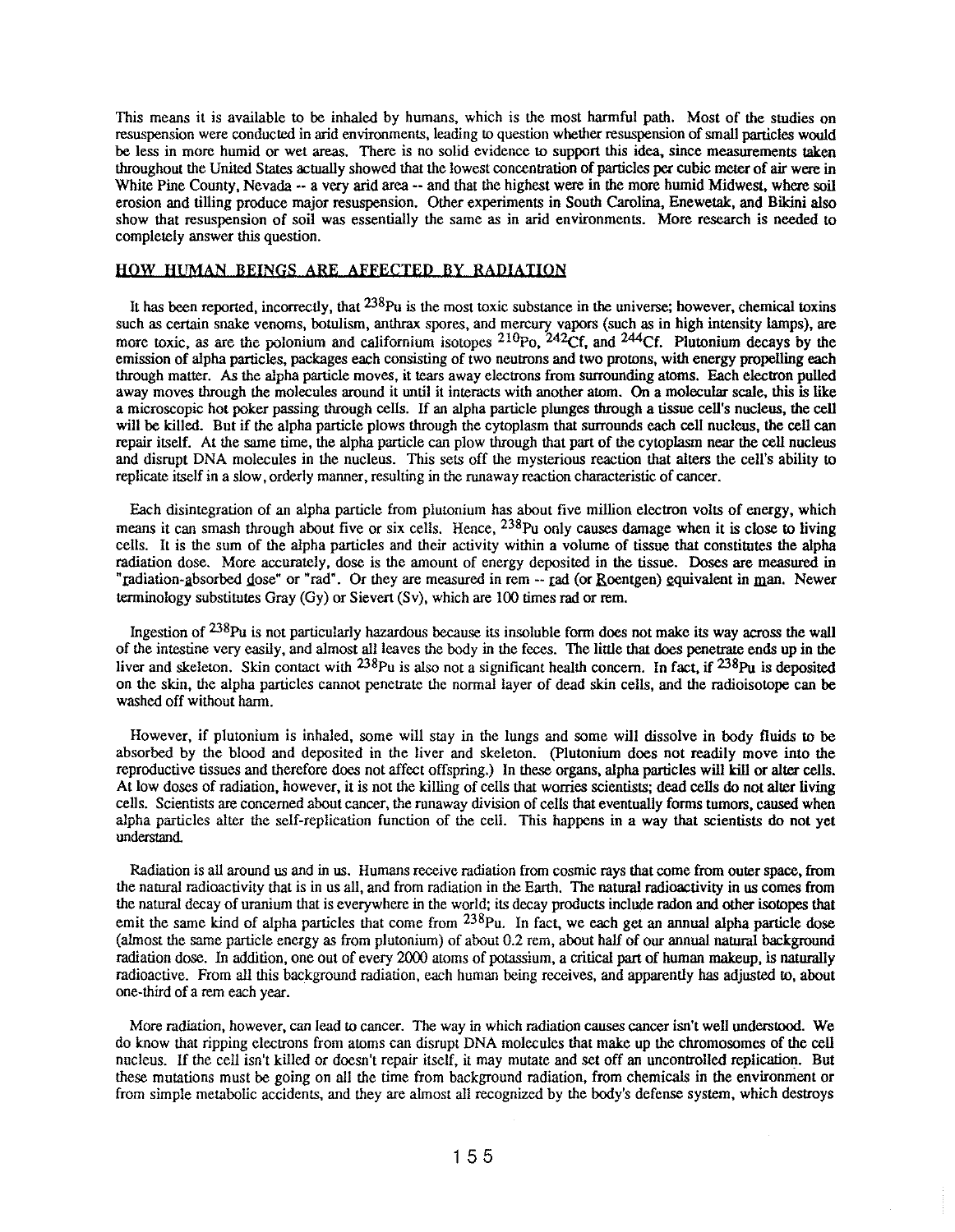This means it is available to be inhaled by humans, which is the most harmful path. Most of the studies on resuspension were conducted in arid environments, leading to question whether resuspension of small particles would be less in more humid or wet areas. There is no solid evidence to support this idea, since measurements taken throughout the United States actually showed that the lowest concentration of particles per cubic meter of air were in White Pine County, Nevada -- a very arid area -- and that the highest were in the more humid Midwest, where soil erosion and tilling produce major resuspension. Other experiments in South Carolina, Enewetak, and Bikini also show that resuspension of soil was essentially the same as in arid environments. More research is needed to completely answer this question.

## HOW HUMAN BEINGS ARE AFFECTED BY RADIATION

It has been reported, incorrectly, that $^{238}$Pu is the most toxic substance in the universe; however, chemical toxins such as certain snake venoms, botulism, anthrax spores, and mercury vapors (such as in high intensity lamps), are more toxic, as are the polonium and californium isotopes $^{210}$Po, $^{242}$Cf, and $^{244}$Cf. Plutonium decays by the emission of alpha particles, packages each consisting of two neutrons and two protons, with energy propelling each through matter. As the alpha particle moves, it tears away electrons from surrounding atoms. Each electron pulled away moves through the molecules around it until it interacts with another atom. On a molecular scale, this is like a microscopic hot poker passing through cells. If an alpha particle plunges through a tissue cell's nucleus, the cell will be killed. But if the alpha particle plows through the cytoplasm that surrounds each cell nucleus, the cell can repair itself. At the same time, the alpha particle can plow through that part of the cytoplasm near the cell nucleus and disrupt DNA molecules in the nucleus. This sets off the mysterious reaction that alters the cell's ability to replicate itself in a slow, orderly manner, resulting in the runaway reaction characteristic of cancer.

Each disintegration of an alpha particle from plutonium has about five million electron volts of energy, which means it can smash through about five or six cells. Hence, $^{238}$Pu only causes damage when it is close to living cells. It is the sum of the alpha particles and their activity within a volume of tissue that constitutes the alpha radiation dose. More accurately, dose is the amount of energy deposited in the tissue. Doses are measured in "radiation-absorbed dose" or "rad". Or they are measured in rem -- rad (or Roentgen) equivalent in man. Newer terminology substitutes Gray (Gy) or Sievert (Sv), which are 100 times rad or rem.

Ingestion of $^{238}$Pu is not particularly hazardous because its insoluble form does not make its way across the wall of the intestine very easily, and almost all leaves the body in the feces. The little that does penetrate ends up in the liver and skeleton. Skin contact with $^{238}$Pu is also not a significant health concern. In fact, if $^{238}$Pu is deposited on the skin, the alpha particles cannot penetrate the normal layer of dead skin cells, and the radioisotope can be washed off without harm.

However, if plutonium is inhaled, some will stay in the lungs and some will dissolve in body fluids to be absorbed by the blood and deposited in the liver and skeleton. (Plutonium does not readily move into the reproductive tissues and therefore does not affect offspring.) In these organs, alpha particles will kill or alter cells. At low doses of radiation, however, it is not the killing of cells that worries scientists; dead cells do not alter living cells. Scientists are concerned about cancer, the runaway division of cells that eventually forms tumors, caused when alpha particles alter the self-replication function of the cell. This happens in a way that scientists do not yet understand.

Radiation is all around us and in us. Humans receive radiation from cosmic rays that come from outer space, from the natural radioactivity that is in us all, and from radiation in the Earth. The natural radioactivity in us comes from the natural decay of uranium that is everywhere in the world; its decay products include radon and other isotopes that emit the same kind of alpha particles that come from $^{238}$Pu. In fact, we each get an annual alpha particle dose (almost the same particle energy as from plutonium) of about 0.2 rem, about half of our annual natural background radiation dose. In addition, one out of every 2000 atoms of potassium, a critical part of human makeup, is naturally radioactive. From all this background radiation, each human being receives, and apparently has adjusted to, about one-third of a rem each year.

More radiation, however, can lead to cancer. The way in which radiation causes cancer isn't well understood. We do know that ripping electrons from atoms can disrupt DNA molecules that make up the chromosomes of the cell nucleus. If the cell isn't killed or doesn't repair itself, it may mutate and set off an uncontrolled replication. But these mutations must be going on all the time from background radiation, from chemicals in the environment or from simple metabolic accidents, and they are almost all recognized by the body's defense system, which destroys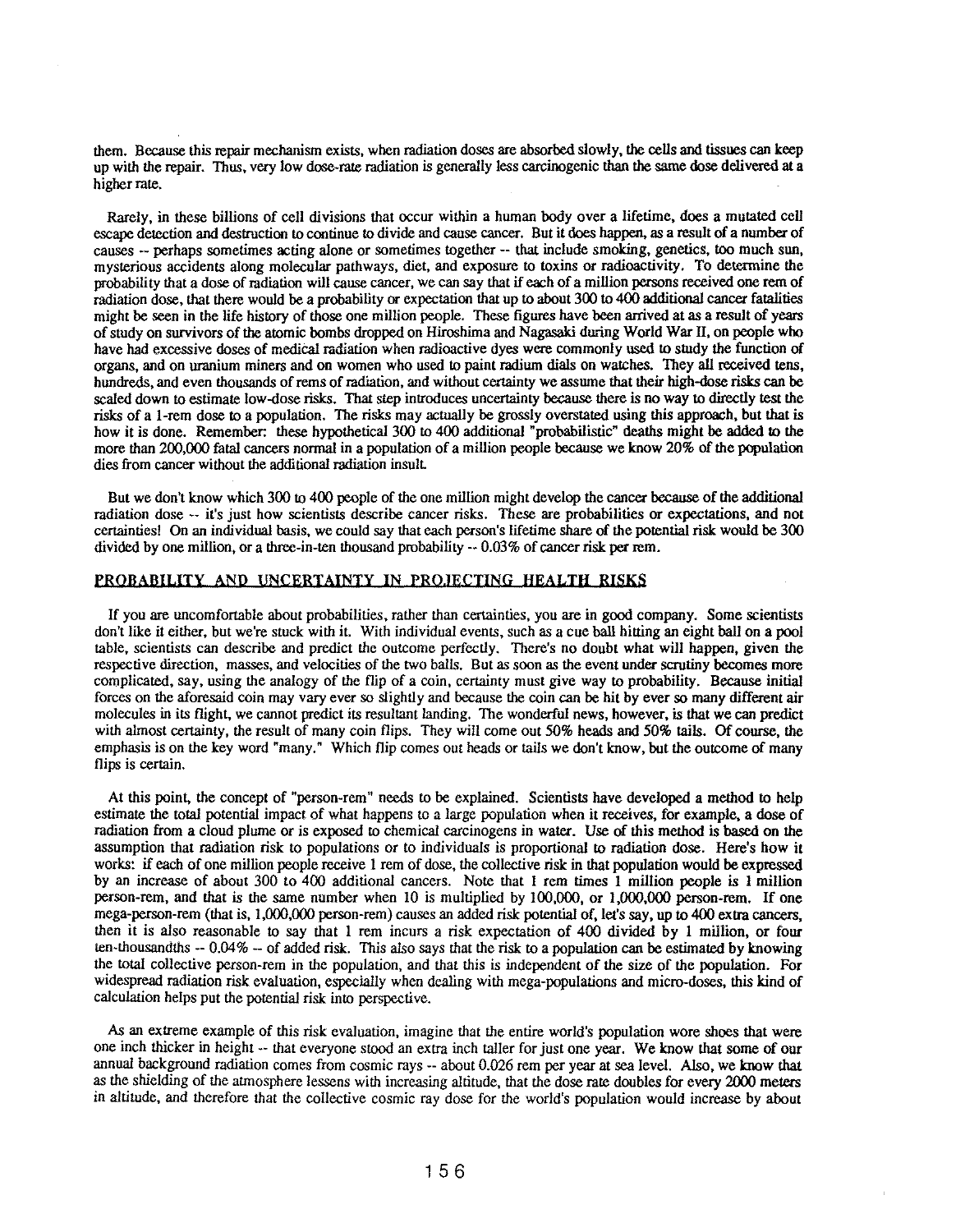them. Because this repair mechanism exists, when radiation doses are absorbed slowly, the cells and tissues can keep up with the repair. Thus, very low dose-rate radiation is generally less carcinogenic than the same dose delivered at a higher rate.

Rarely, in these billions of cell divisions that occur within a human body over a lifetime, does a mutated cell escape detection and destruction to continue to divide and cause cancer. But it does happen, as a result of a number of causes -- perhaps sometimes acting alone or sometimes together -- that include smoking, genetics, too much sun, mysterious accidents along molecular pathways, diet, and exposure to toxins or radioactivity. To determine the probability that a dose of radiation will cause cancer, we can say that if each of a million persons received one rem of radiation dose, that there would be a probability or expectation that up to about 300 to 400 additional cancer fatalities might be seen in the life history of those one million people. These figures have been arrived at as a result of years of study on survivors of the atomic bombs dropped on Hiroshima and Nagasaki during World War II, on people who have had excessive doses of medical radiation when radioactive dyes were commonly used to study the function of organs, and on uranium miners and on women who used to paint radium dials on watches. They all received tens, hundreds, and even thousands of rems of radiation, and without certainty we assume that their high-dose risks can be scaled down to estimate low-dose risks. That step introduces uncertainty because there is no way to directly test the risks of a 1-rem dose to a population. The risks may actually be grossly overstated using this approach, but that is how it is done. Remember: these hypothetical 300 to 400 additional "probabilistic" deaths might be added to the more than 200,000 fatal cancers normal in a population of a million people because we know 20% of the population dies from cancer without the additional radiation insult.

But we don't know which 300 to 400 people of the one million might develop the cancer because of the additional radiation dose -- it's just how scientists describe cancer risks. These are probabilities or expectations, and not certainties! On an individual basis, we could say that each person's lifetime share of the potential risk would be 300 divided by one million, or a three-in-ten thousand probability -- 0.03% of cancer risk per rem.

## PROBABILITY AND UNCERTAINTY IN PROJECTING HEALTH RISKS

If you are uncomfortable about probabilities, rather than certainties, you are in good company. Some scientists don't like it either, but we're stuck with it. With individual events, such as a cue ball hitting an eight ball on a pool table, scientists can describe and predict the outcome perfectly. There's no doubt what will happen, given the respective direction, masses, and velocities of the two balls. But as soon as the event under scrutiny becomes more complicated, say, using the analogy of the flip of a coin, certainty must give way to probability. Because initial forces on the aforesaid coin may vary ever so slightly and because the coin can be hit by ever so many different air molecules in its flight, we cannot predict its resultant landing. The wonderful news, however, is that we can predict with almost certainty, the result of many coin flips. They will come out 50% heads and 50% tails. Of course, the emphasis is on the key word "many." Which flip comes out heads or tails we don't know, but the outcome of many flips is certain.

At this point, the concept of "person-rem" needs to be explained. Scientists have developed a method to help estimate the total potential impact of what happens to a large population when it receives, for example, a dose of radiation from a cloud plume or is exposed to chemical carcinogens in water. Use of this method is based on the assumption that radiation risk to populations or to individuals is proportional to radiation dose. Here's how it works: if each of one million people receive 1 rem of dose, the collective risk in that population would be expressed by an increase of about 300 to 400 additional cancers. Note that 1 rem times 1 million people is 1 million person-rem, and that is the same number when 10 is multiplied by 100,000, or 1,000,000 person-rem. If one mega-person-rem (that is, 1,000,000 person-rem) causes an added risk potential of, let's say, up to 400 extra cancers, then it is also reasonable to say that 1 rem incurs a risk expectation of 400 divided by 1 million, or four ten-thousandths -- 0.04% -- of added risk. This also says that the risk to a population can be estimated by knowing the total collective person-rem in the population, and that this is independent of the size of the population. For widespread radiation risk evaluation, especially when dealing with mega-populations and micro-doses, this kind of calculation helps put the potential risk into perspective.

As an extreme example of this risk evaluation, imagine that the entire world's population wore shoes that were one inch thicker in height -- that everyone stood an extra inch taller for just one year. We know that some of our annual background radiation comes from cosmic rays -- about 0.026 rem per year at sea level. Also, we know that as the shielding of the atmosphere lessens with increasing altitude, that the dose rate doubles for every 2000 meters in altitude, and therefore that the collective cosmic ray dose for the world's population would increase by about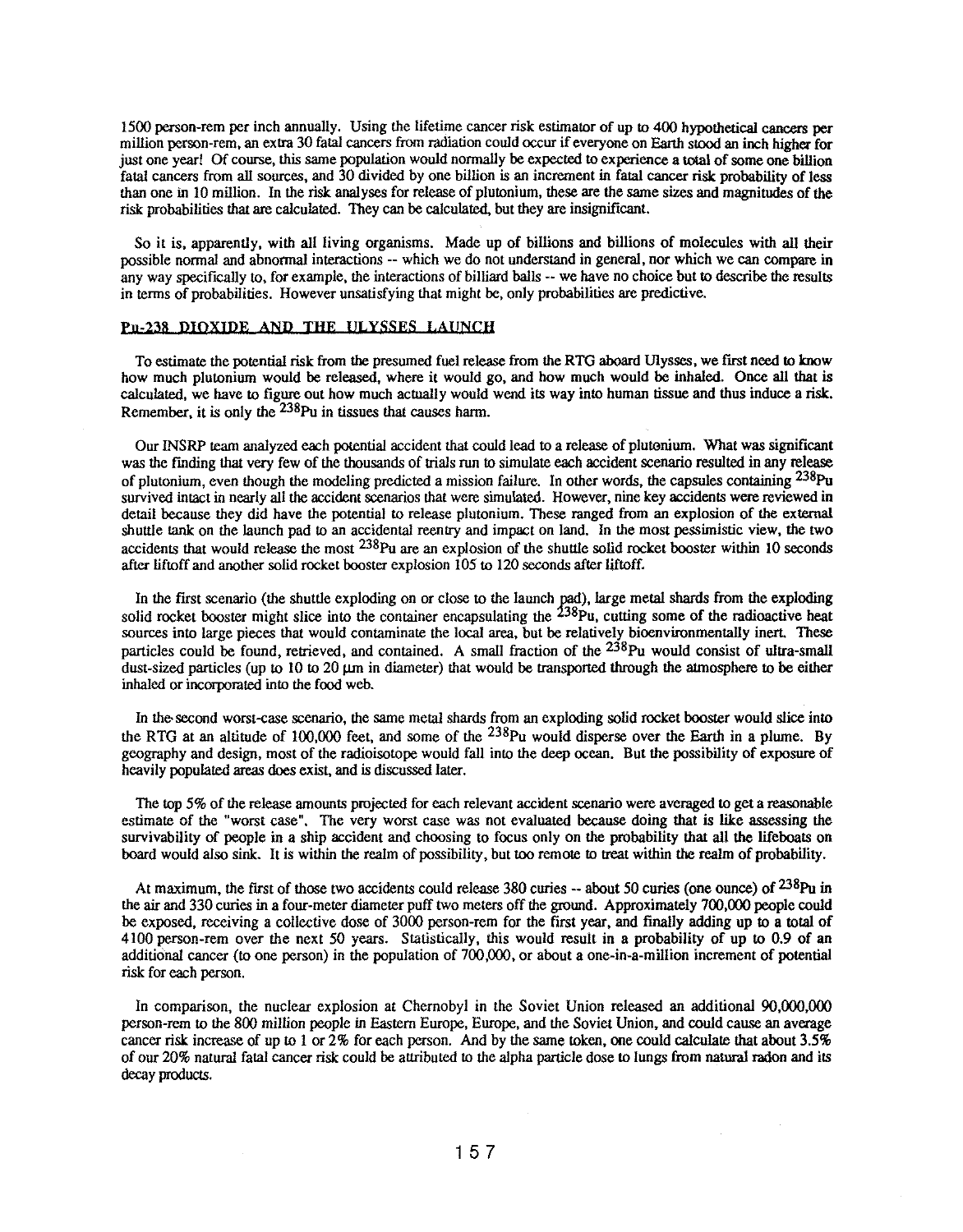1500 person-rem per inch annually. Using the lifetime cancer risk estimator of up to 400 hypothetical cancers per million person-rem, an extra 30 fatal cancers from radiation could occur if everyone on Earth stood an inch higher for just one year! Of course, this same population would normally be expected to experience a total of some one billion fatal cancers from all sources, and 30 divided by one billion is an increment in fatal cancer risk probability of less than one in 10 million. In the risk analyses for release of plutonium, these are the same sizes and magnitudes of the risk probabilities that are calculated. They can be calculated, but they are insignificant.

So it is, apparently, with all living organisms. Made up of billions and billions of molecules with all their possible normal and abnormal interactions -- which we do not understand in general, nor which we can compare in any way specifically to, for example, the interactions of billiard balls -- we have no choice but to describe the results in terms of probabilities. However unsatisfying that might be, only probabilities are predictive.

## Pu-238 DIOXIDE AND THE ULYSSES LAUNCH

To estimate the potential risk from the presumed fuel release from the RTG aboard Ulysses, we first need to know how much plutonium would be released, where it would go, and how much would be inhaled. Once all that is calculated, we have to figure out how much actually would wend its way into human tissue and thus induce a risk. Remember, it is only the $^{238}$Pu in tissues that causes harm.

Our INSRP team analyzed each potential accident that could lead to a release of plutonium. What was significant was the finding that very few of the thousands of trials run to simulate each accident scenario resulted in any release of plutonium, even though the modeling predicted a mission failure. In other words, the capsules containing $^{238}$Pu survived intact in nearly all the accident scenarios that were simulated. However, nine key accidents were reviewed in detail because they did have the potential to release plutonium. These ranged from an explosion of the external shuttle tank on the launch pad to an accidental reentry and impact on land. In the most pessimistic view, the two accidents that would release the most $^{238}$Pu are an explosion of the shuttle solid rocket booster within 10 seconds after liftoff and another solid rocket booster explosion 105 to 120 seconds after liftoff.

In the first scenario (the shuttle exploding on or close to the launch pad), large metal shards from the exploding solid rocket booster might slice into the container encapsulating the $^{238}$Pu, cutting some of the radioactive heat sources into large pieces that would contaminate the local area, but be relatively bioenvironmentally inert. These particles could be found, retrieved, and contained. A small fraction of the $^{238}$Pu would consist of ultra-small dust-sized particles (up to 10 to 20 μm in diameter) that would be transported through the atmosphere to be either inhaled or incorporated into the food web.

In the second worst-case scenario, the same metal shards from an exploding solid rocket booster would slice into the RTG at an altitude of 100,000 feet, and some of the $^{238}$Pu would disperse over the Earth in a plume. By geography and design, most of the radioisotope would fall into the deep ocean. But the possibility of exposure of heavily populated areas does exist, and is discussed later.

The top 5% of the release amounts projected for each relevant accident scenario were averaged to get a reasonable estimate of the "worst case". The very worst case was not evaluated because doing that is like assessing the survivability of people in a ship accident and choosing to focus only on the probability that all the lifeboats on board would also sink. It is within the realm of possibility, but too remote to treat within the realm of probability.

At maximum, the first of those two accidents could release 380 curies -- about 50 curies (one ounce) of $^{238}$Pu in the air and 330 curies in a four-meter diameter puff two meters off the ground. Approximately 700,000 people could be exposed, receiving a collective dose of 3000 person-rem for the first year, and finally adding up to a total of 4100 person-rem over the next 50 years. Statistically, this would result in a probability of up to 0.9 of an additional cancer (to one person) in the population of 700,000, or about a one-in-a-million increment of potential risk for each person.

In comparison, the nuclear explosion at Chernobyl in the Soviet Union released an additional 90,000,000 person-rem to the 800 million people in Eastern Europe, Europe, and the Soviet Union, and could cause an average cancer risk increase of up to 1 or 2% for each person. And by the same token, one could calculate that about 3.5% of our 20% natural fatal cancer risk could be attributed to the alpha particle dose to lungs from natural radon and its decay products.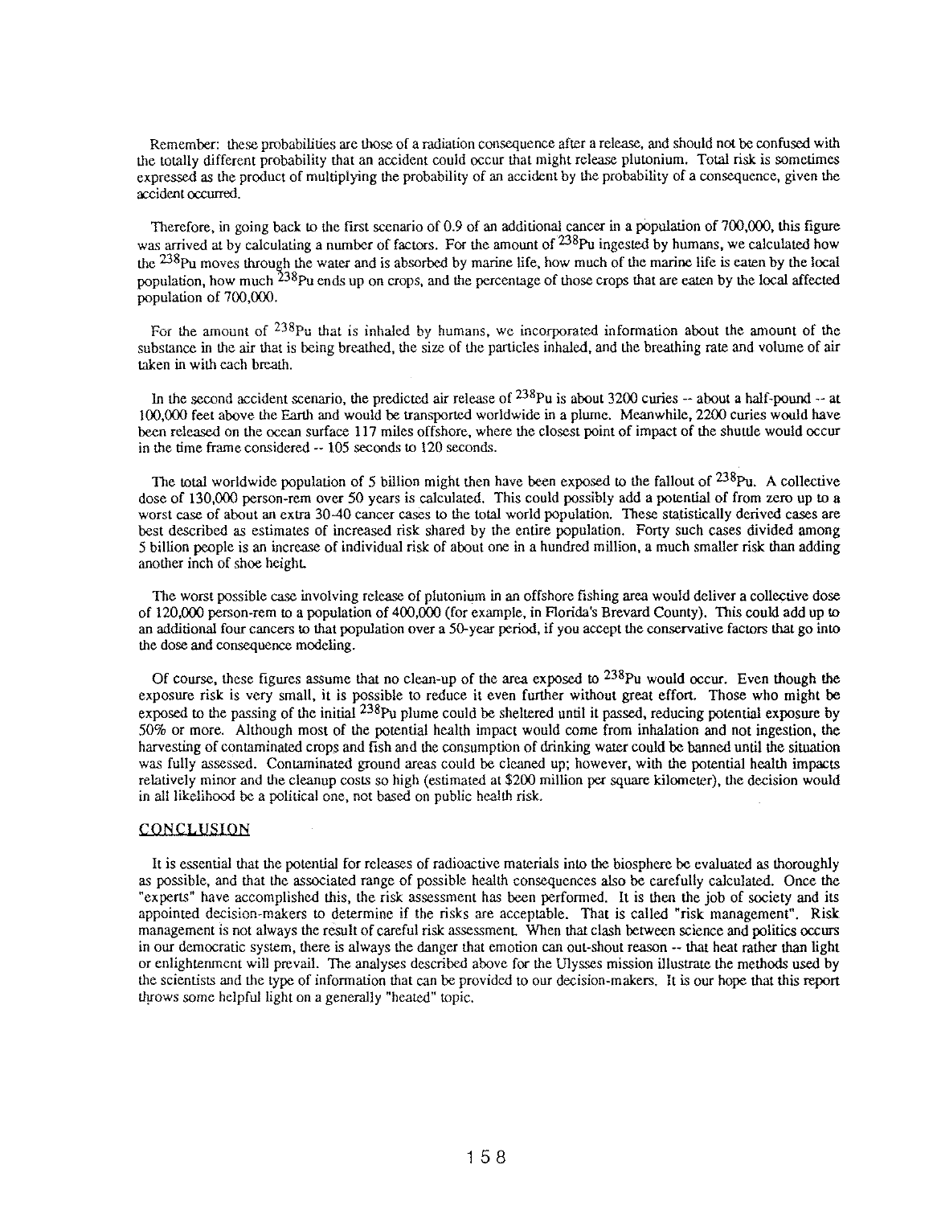Remember: these probabilities are those of a radiation consequence after a release, and should not be confused with the totally different probability that an accident could occur that might release plutonium. Total risk is sometimes expressed as the product of multiplying the probability of an accident by the probability of a consequence, given the accident occurred.

Therefore, in going back to the first scenario of 0.9 of an additional cancer in a population of 700,000, this figure was arrived at by calculating a number of factors. For the amount of $^{238}$Pu ingested by humans, we calculated how the $^{238}$Pu moves through the water and is absorbed by marine life, how much of the marine life is eaten by the local population, how much $^{238}$Pu ends up on crops, and the percentage of those crops that are eaten by the local affected population of 700,000.

For the amount of $^{238}$Pu that is inhaled by humans, we incorporated information about the amount of the substance in the air that is being breathed, the size of the particles inhaled, and the breathing rate and volume of air taken in with each breath.

In the second accident scenario, the predicted air release of $^{238}$Pu is about 3200 curies -- about a half-pound -- at 100,000 feet above the Earth and would be transported worldwide in a plume. Meanwhile, 2200 curies would have been released on the ocean surface 117 miles offshore, where the closest point of impact of the shuttle would occur in the time frame considered -- 105 seconds to 120 seconds.

The total worldwide population of 5 billion might then have been exposed to the fallout of $^{238}$Pu. A collective dose of 130,000 person-rem over 50 years is calculated. This could possibly add a potential of from zero up to a worst case of about an extra 30-40 cancer cases to the total world population. These statistically derived cases are best described as estimates of increased risk shared by the entire population. Forty such cases divided among 5 billion people is an increase of individual risk of about one in a hundred million, a much smaller risk than adding another inch of shoe height.

The worst possible case involving release of plutonium in an offshore fishing area would deliver a collective dose of 120,000 person-rem to a population of 400,000 (for example, in Florida's Brevard County). This could add up to an additional four cancers to that population over a 50-year period, if you accept the conservative factors that go into the dose and consequence modeling.

Of course, these figures assume that no clean-up of the area exposed to $^{238}$Pu would occur. Even though the exposure risk is very small, it is possible to reduce it even further without great effort. Those who might be exposed to the passing of the initial $^{238}$Pu plume could be sheltered until it passed, reducing potential exposure by 50% or more. Although most of the potential health impact would come from inhalation and not ingestion, the harvesting of contaminated crops and fish and the consumption of drinking water could be banned until the situation was fully assessed. Contaminated ground areas could be cleaned up; however, with the potential health impacts relatively minor and the cleanup costs so high (estimated at $200 million per square kilometer), the decision would in all likelihood be a political one, not based on public health risk.

## CONCLUSION

It is essential that the potential for releases of radioactive materials into the biosphere be evaluated as thoroughly as possible, and that the associated range of possible health consequences also be carefully calculated. Once the "experts" have accomplished this, the risk assessment has been performed. It is then the job of society and its appointed decision-makers to determine if the risks are acceptable. That is called "risk management". Risk management is not always the result of careful risk assessment. When that clash between science and politics occurs in our democratic system, there is always the danger that emotion can out-shout reason -- that heat rather than light or enlightenment will prevail. The analyses described above for the Ulysses mission illustrate the methods used by the scientists and the type of information that can be provided to our decision-makers. It is our hope that this report throws some helpful light on a generally "heated" topic.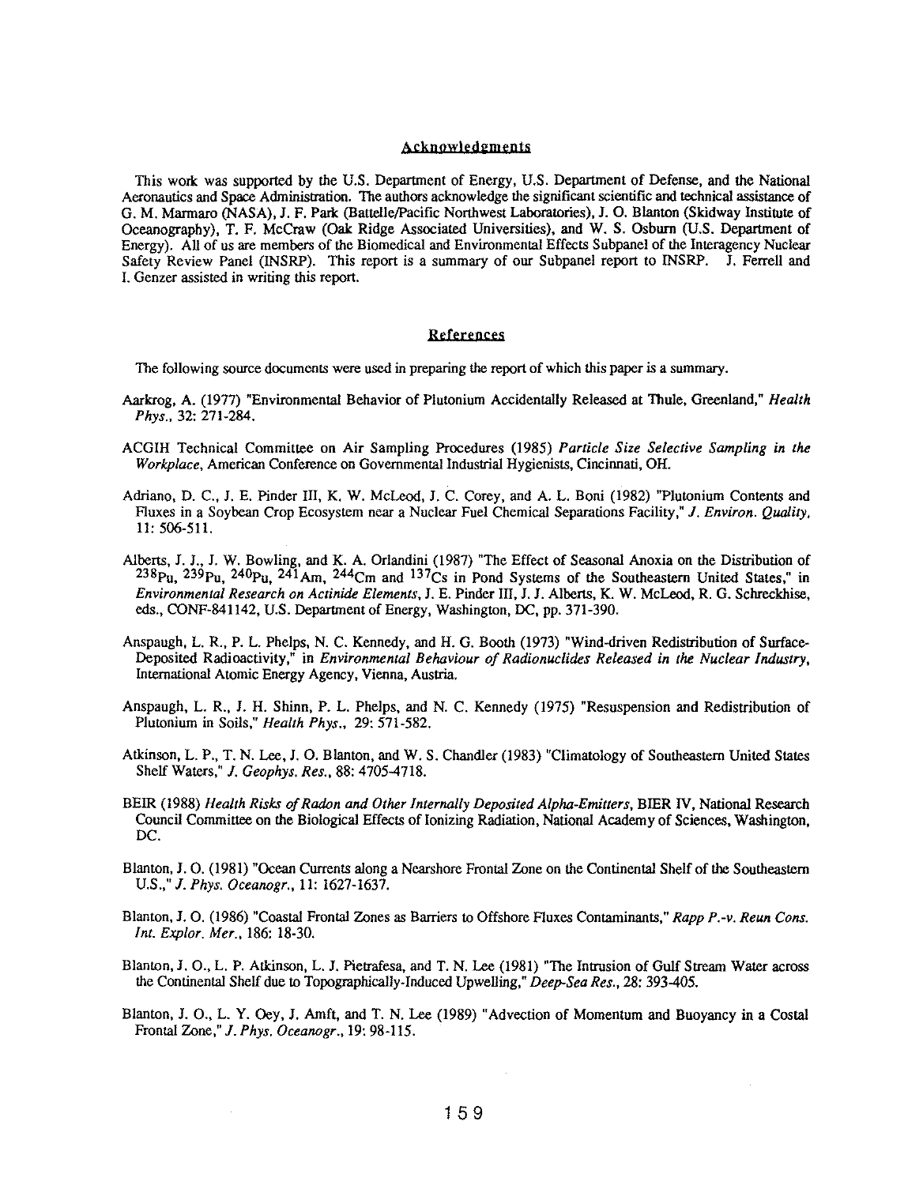## Acknowledgments

This work was supported by the U.S. Department of Energy, U.S. Department of Defense, and the National Aeronautics and Space Administration. The authors acknowledge the significant scientific and technical assistance of G. M. Marmaro (NASA), J. F. Park (Battelle/Pacific Northwest Laboratories), J. O. Blanton (Skidway Institute of Oceanography), T. F. McCraw (Oak Ridge Associated Universities), and W. S. Osburn (U.S. Department of Energy). All of us are members of the Biomedical and Environmental Effects Subpanel of the Interagency Nuclear Safety Review Panel (INSRP). This report is a summary of our Subpanel report to INSRP. J. Ferrell and I. Genzer assisted in writing this report.

## References

The following source documents were used in preparing the report of which this paper is a summary.

Aarkrog, A. (1977) "Environmental Behavior of Plutonium Accidentally Released at Thule, Greenland," *Health Phys.*, 32: 271-284.

ACGIH Technical Committee on Air Sampling Procedures (1985) *Particle Size Selective Sampling in the Workplace*, American Conference on Governmental Industrial Hygienists, Cincinnati, OH.

Adriano, D. C., J. E. Pinder III, K. W. McLeod, J. C. Corey, and A. L. Boni (1982) "Plutonium Contents and Fluxes in a Soybean Crop Ecosystem near a Nuclear Fuel Chemical Separations Facility," *J. Environ. Quality*, 11: 506-511.

Alberts, J. J., J. W. Bowling, and K. A. Orlandini (1987) "The Effect of Seasonal Anoxia on the Distribution of $^{238}Pu$, $^{239}Pu$, $^{240}Pu$, $^{241}Am$, $^{244}Cm$ and $^{137}Cs$ in Pond Systems of the Southeastern United States," in *Environmental Research on Actinide Elements*, J. E. Pinder III, J. J. Alberts, K. W. McLeod, R. G. Schreckhise, eds., CONF-841142, U.S. Department of Energy, Washington, DC, pp. 371-390.

Anspaugh, L. R., P. L. Phelps, N. C. Kennedy, and H. G. Booth (1973) "Wind-driven Redistribution of Surface-Deposited Radioactivity," in *Environmental Behaviour of Radionuclides Released in the Nuclear Industry*, International Atomic Energy Agency, Vienna, Austria.

Anspaugh, L. R., J. H. Shinn, P. L. Phelps, and N. C. Kennedy (1975) "Resuspension and Redistribution of Plutonium in Soils," *Health Phys.*, 29: 571-582.

Atkinson, L. P., T. N. Lee, J. O. Blanton, and W. S. Chandler (1983) "Climatology of Southeastern United States Shelf Waters," *J. Geophys. Res.*, 88: 4705-4718.

BEIR (1988) *Health Risks of Radon and Other Internally Deposited Alpha-Emitters*, BIER IV, National Research Council Committee on the Biological Effects of Ionizing Radiation, National Academy of Sciences, Washington, DC.

Blanton, J. O. (1981) "Ocean Currents along a Nearshore Frontal Zone on the Continental Shelf of the Southeastern U.S.," *J. Phys. Oceanogr.*, 11: 1627-1637.

Blanton, J. O. (1986) "Coastal Frontal Zones as Barriers to Offshore Fluxes Contaminants," *Rapp P.-v. Reun Cons. Int. Explor. Mer.*, 186: 18-30.

Blanton, J. O., L. P. Atkinson, L. J. Pietrafesa, and T. N. Lee (1981) "The Intrusion of Gulf Stream Water across the Continental Shelf due to Topographically-Induced Upwelling," *Deep-Sea Res.*, 28: 393-405.

Blanton, J. O., L. Y. Oey, J. Amft, and T. N. Lee (1989) "Advection of Momentum and Buoyancy in a Costal Frontal Zone," *J. Phys. Oceanogr.*, 19: 98-115.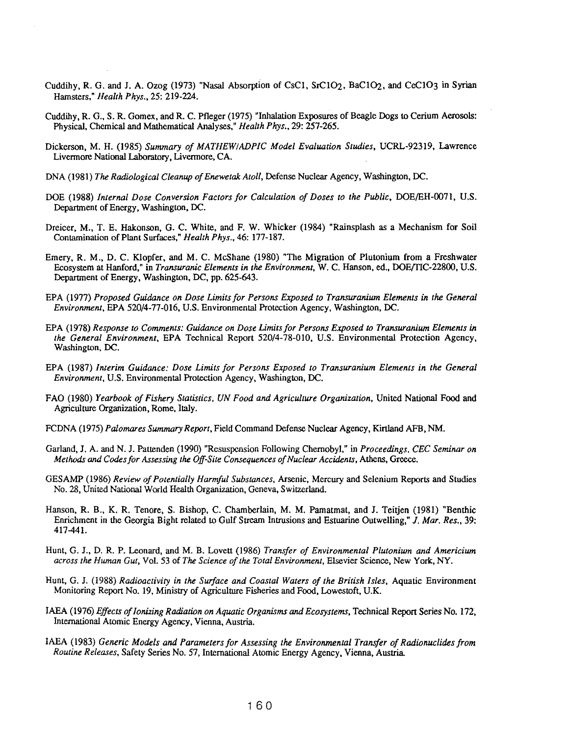Cuddihy, R. G. and J. A. Ozog (1973) "Nasal Absorption of CsCl, $SrClO_2$, $BaClO_2$, and $CeClO_3$ in Syrian Hamsters," *Health Phys.*, 25: 219-224.

Cuddihy, R. G., S. R. Gomex, and R. C. Pfleger (1975) "Inhalation Exposures of Beagle Dogs to Cerium Aerosols: Physical, Chemical and Mathematical Analyses," *Health Phys.*, 29: 257-265.

Dickerson, M. H. (1985) *Summary of MATHEW/ADPIC Model Evaluation Studies*, UCRL-92319, Lawrence Livermore National Laboratory, Livermore, CA.

DNA (1981) *The Radiological Cleanup of Enewetak Atoll*, Defense Nuclear Agency, Washington, DC.

DOE (1988) *Internal Dose Conversion Factors for Calculation of Doses to the Public*, DOE/EH-0071, U.S. Department of Energy, Washington, DC.

Dreicer, M., T. E. Hakonson, G. C. White, and F. W. Whicker (1984) "Rainsplash as a Mechanism for Soil Contamination of Plant Surfaces," *Health Phys.*, 46: 177-187.

Emery, R. M., D. C. Klopfer, and M. C. McShane (1980) "The Migration of Plutonium from a Freshwater Ecosystem at Hanford," in *Transuranic Elements in the Environment*, W. C. Hanson, ed., DOE/TIC-22800, U.S. Department of Energy, Washington, DC, pp. 625-643.

EPA (1977) *Proposed Guidance on Dose Limits for Persons Exposed to Transuranium Elements in the General Environment*, EPA 520/4-77-016, U.S. Environmental Protection Agency, Washington, DC.

EPA (1978) *Response to Comments: Guidance on Dose Limits for Persons Exposed to Transuranium Elements in the General Environment*, EPA Technical Report 520/4-78-010, U.S. Environmental Protection Agency, Washington, DC.

EPA (1987) *Interim Guidance: Dose Limits for Persons Exposed to Transuranium Elements in the General Environment*, U.S. Environmental Protection Agency, Washington, DC.

FAO (1980) *Yearbook of Fishery Statistics, UN Food and Agriculture Organization*, United National Food and Agriculture Organization, Rome, Italy.

FCDNA (1975) *Palomares Summary Report*, Field Command Defense Nuclear Agency, Kirtland AFB, NM.

Garland, J. A. and N. J. Pattenden (1990) "Resuspension Following Chernobyl," in *Proceedings, CEC Seminar on Methods and Codes for Assessing the Off-Site Consequences of Nuclear Accidents*, Athens, Greece.

GESAMP (1986) *Review of Potentially Harmful Substances*, Arsenic, Mercury and Selenium Reports and Studies No. 28, United National World Health Organization, Geneva, Switzerland.

Hanson, R. B., K. R. Tenore, S. Bishop, C. Chamberlain, M. M. Pamatmat, and J. Teitjen (1981) "Benthic Enrichment in the Georgia Bight related to Gulf Stream Intrusions and Estuarine Outwelling," *J. Mar. Res.*, 39: 417-441.

Hunt, G. J., D. R. P. Leonard, and M. B. Lovett (1986) *Transfer of Environmental Plutonium and Americium across the Human Gut*, Vol. 53 of *The Science of the Total Environment*, Elsevier Science, New York, NY.

Hunt, G. J. (1988) *Radioactivity in the Surface and Coastal Waters of the British Isles*, Aquatic Environment Monitoring Report No. 19, Ministry of Agriculture Fisheries and Food, Lowestoft, U.K.

IAEA (1976) *Effects of Ionizing Radiation on Aquatic Organisms and Ecosystems*, Technical Report Series No. 172, International Atomic Energy Agency, Vienna, Austria.

IAEA (1983) *Generic Models and Parameters for Assessing the Environmental Transfer of Radionuclides from Routine Releases*, Safety Series No. 57, International Atomic Energy Agency, Vienna, Austria.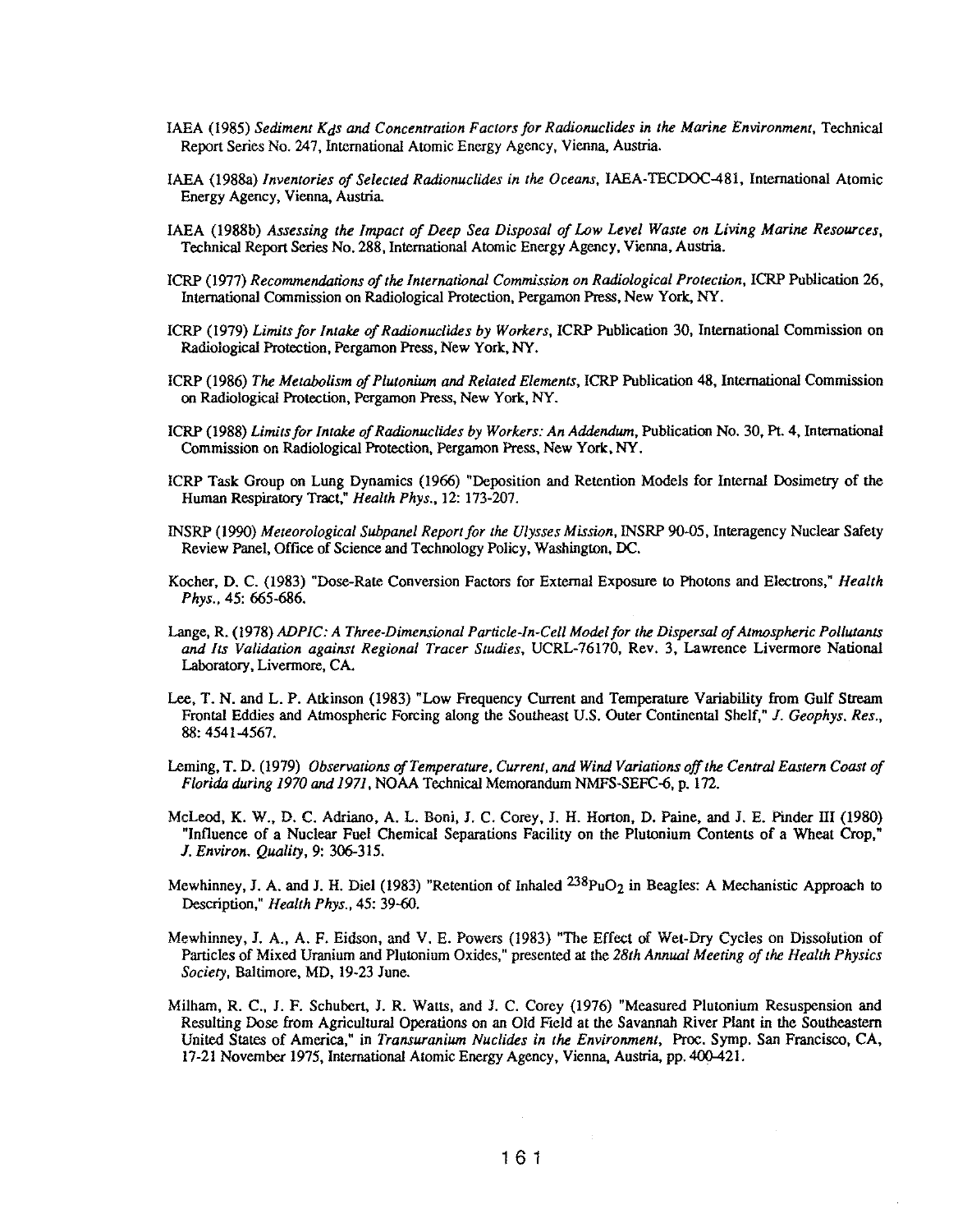IAEA (1985) *Sediment $K_d$s and Concentration Factors for Radionuclides in the Marine Environment*, Technical Report Series No. 247, International Atomic Energy Agency, Vienna, Austria.

IAEA (1988a) *Inventories of Selected Radionuclides in the Oceans*, IAEA-TECDOC-481, International Atomic Energy Agency, Vienna, Austria.

IAEA (1988b) *Assessing the Impact of Deep Sea Disposal of Low Level Waste on Living Marine Resources*, Technical Report Series No. 288, International Atomic Energy Agency, Vienna, Austria.

ICRP (1977) *Recommendations of the International Commission on Radiological Protection*, ICRP Publication 26, International Commission on Radiological Protection, Pergamon Press, New York, NY.

ICRP (1979) *Limits for Intake of Radionuclides by Workers*, ICRP Publication 30, International Commission on Radiological Protection, Pergamon Press, New York, NY.

ICRP (1986) *The Metabolism of Plutonium and Related Elements*, ICRP Publication 48, International Commission on Radiological Protection, Pergamon Press, New York, NY.

ICRP (1988) *Limits for Intake of Radionuclides by Workers: An Addendum*, Publication No. 30, Pt. 4, International Commission on Radiological Protection, Pergamon Press, New York, NY.

ICRP Task Group on Lung Dynamics (1966) "Deposition and Retention Models for Internal Dosimetry of the Human Respiratory Tract," *Health Phys.*, 12: 173-207.

INSRP (1990) *Meteorological Subpanel Report for the Ulysses Mission*, INSRP 90-05, Interagency Nuclear Safety Review Panel, Office of Science and Technology Policy, Washington, DC.

Kocher, D. C. (1983) "Dose-Rate Conversion Factors for External Exposure to Photons and Electrons," *Health Phys.*, 45: 665-686.

Lange, R. (1978) *ADPIC: A Three-Dimensional Particle-In-Cell Model for the Dispersal of Atmospheric Pollutants and Its Validation against Regional Tracer Studies*, UCRL-76170, Rev. 3, Lawrence Livermore National Laboratory, Livermore, CA.

Lee, T. N. and L. P. Atkinson (1983) "Low Frequency Current and Temperature Variability from Gulf Stream Frontal Eddies and Atmospheric Forcing along the Southeast U.S. Outer Continental Shelf," *J. Geophys. Res.*, 88: 4541-4567.

Leming, T. D. (1979) *Observations of Temperature, Current, and Wind Variations off the Central Eastern Coast of Florida during 1970 and 1971*, NOAA Technical Memorandum NMFS-SEFC-6, p. 172.

McLeod, K. W., D. C. Adriano, A. L. Boni, J. C. Corey, J. H. Horton, D. Paine, and J. E. Pinder III (1980) "Influence of a Nuclear Fuel Chemical Separations Facility on the Plutonium Contents of a Wheat Crop," *J. Environ. Quality*, 9: 306-315.

Mewhinney, J. A. and J. H. Diel (1983) "Retention of Inhaled $^{238}PuO_2$ in Beagles: A Mechanistic Approach to Description," *Health Phys.*, 45: 39-60.

Mewhinney, J. A., A. F. Eidson, and V. E. Powers (1983) "The Effect of Wet-Dry Cycles on Dissolution of Particles of Mixed Uranium and Plutonium Oxides," presented at the *28th Annual Meeting of the Health Physics Society*, Baltimore, MD, 19-23 June.

Milham, R. C., J. F. Schubert, J. R. Watts, and J. C. Corey (1976) "Measured Plutonium Resuspension and Resulting Dose from Agricultural Operations on an Old Field at the Savannah River Plant in the Southeastern United States of America," in *Transuranium Nuclides in the Environment*, Proc. Symp. San Francisco, CA, 17-21 November 1975, International Atomic Energy Agency, Vienna, Austria, pp. 400-421.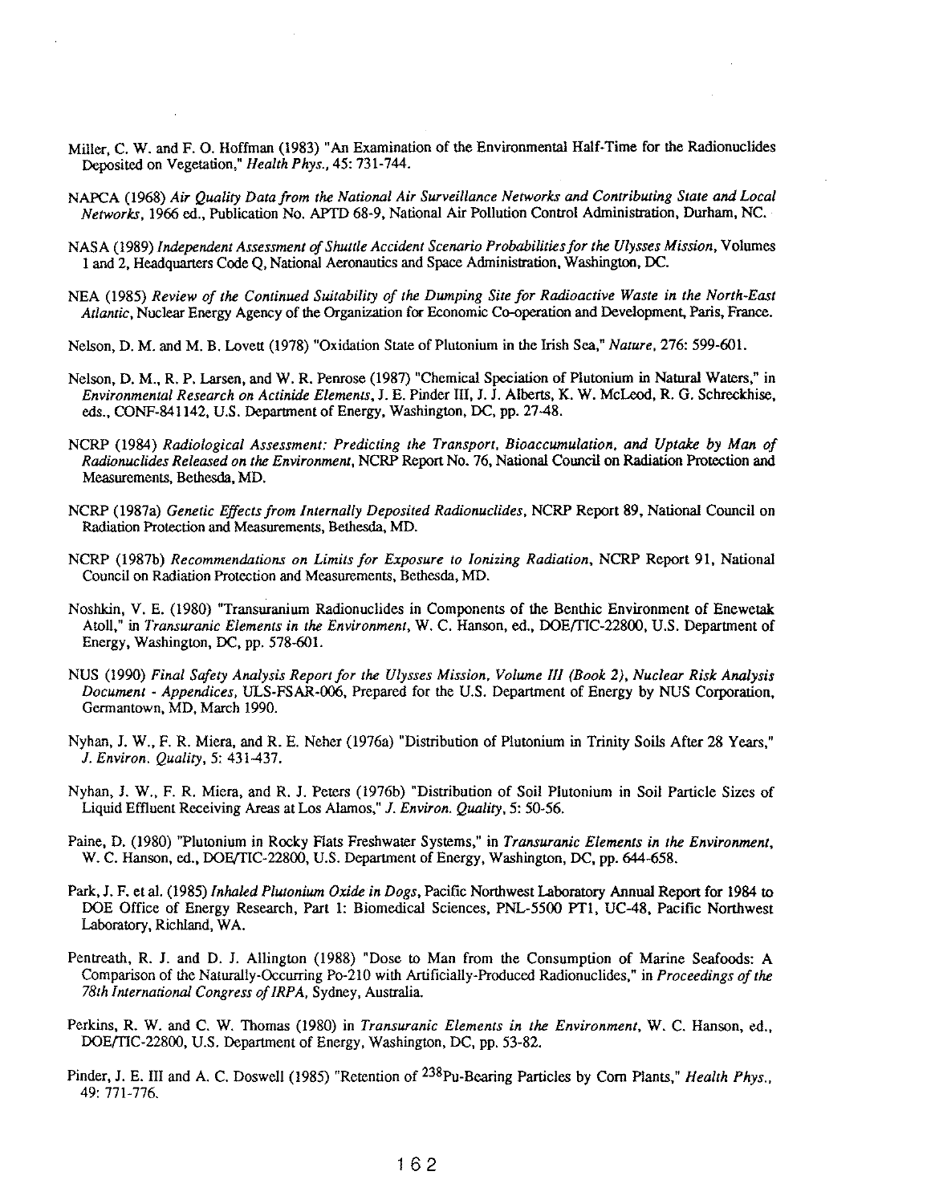Miller, C. W. and F. O. Hoffman (1983) "An Examination of the Environmental Half-Time for the Radionuclides Deposited on Vegetation," *Health Phys.*, 45: 731-744.

NAPCA (1968) *Air Quality Data from the National Air Surveillance Networks and Contributing State and Local Networks*, 1966 ed., Publication No. APTD 68-9, National Air Pollution Control Administration, Durham, NC.

NASA (1989) *Independent Assessment of Shuttle Accident Scenario Probabilities for the Ulysses Mission*, Volumes 1 and 2, Headquarters Code Q, National Aeronautics and Space Administration, Washington, DC.

NEA (1985) *Review of the Continued Suitability of the Dumping Site for Radioactive Waste in the North-East Atlantic*, Nuclear Energy Agency of the Organization for Economic Co-operation and Development, Paris, France.

Nelson, D. M. and M. B. Lovett (1978) "Oxidation State of Plutonium in the Irish Sea," *Nature*, 276: 599-601.

Nelson, D. M., R. P. Larsen, and W. R. Penrose (1987) "Chemical Speciation of Plutonium in Natural Waters," in *Environmental Research on Actinide Elements*, J. E. Pinder III, J. J. Alberts, K. W. McLeod, R. G. Schreckhise, eds., CONF-841142, U.S. Department of Energy, Washington, DC, pp. 27-48.

NCRP (1984) *Radiological Assessment: Predicting the Transport, Bioaccumulation, and Uptake by Man of Radionuclides Released on the Environment*, NCRP Report No. 76, National Council on Radiation Protection and Measurements, Bethesda, MD.

NCRP (1987a) *Genetic Effects from Internally Deposited Radionuclides*, NCRP Report 89, National Council on Radiation Protection and Measurements, Bethesda, MD.

NCRP (1987b) *Recommendations on Limits for Exposure to Ionizing Radiation*, NCRP Report 91, National Council on Radiation Protection and Measurements, Bethesda, MD.

Noshkin, V. E. (1980) "Transuranium Radionuclides in Components of the Benthic Environment of Enewetak Atoll," in *Transuranic Elements in the Environment*, W. C. Hanson, ed., DOE/TIC-22800, U.S. Department of Energy, Washington, DC, pp. 578-601.

NUS (1990) *Final Safety Analysis Report for the Ulysses Mission, Volume III (Book 2), Nuclear Risk Analysis Document - Appendices*, ULS-FSAR-006, Prepared for the U.S. Department of Energy by NUS Corporation, Germantown, MD, March 1990.

Nyhan, J. W., F. R. Miera, and R. E. Neher (1976a) "Distribution of Plutonium in Trinity Soils After 28 Years," *J. Environ. Quality*, 5: 431-437.

Nyhan, J. W., F. R. Miera, and R. J. Peters (1976b) "Distribution of Soil Plutonium in Soil Particle Sizes of Liquid Effluent Receiving Areas at Los Alamos," *J. Environ. Quality*, 5: 50-56.

Paine, D. (1980) "Plutonium in Rocky Flats Freshwater Systems," in *Transuranic Elements in the Environment*, W. C. Hanson, ed., DOE/TIC-22800, U.S. Department of Energy, Washington, DC, pp. 644-658.

Park, J. F. et al. (1985) *Inhaled Plutonium Oxide in Dogs*, Pacific Northwest Laboratory Annual Report for 1984 to DOE Office of Energy Research, Part 1: Biomedical Sciences, PNL-5500 PT1, UC-48, Pacific Northwest Laboratory, Richland, WA.

Pentreath, R. J. and D. J. Allington (1988) "Dose to Man from the Consumption of Marine Seafoods: A Comparison of the Naturally-Occurring Po-210 with Artificially-Produced Radionuclides," in *Proceedings of the 78th International Congress of IRPA*, Sydney, Australia.

Perkins, R. W. and C. W. Thomas (1980) in *Transuranic Elements in the Environment*, W. C. Hanson, ed., DOE/TIC-22800, U.S. Department of Energy, Washington, DC, pp. 53-82.

Pinder, J. E. III and A. C. Doswell (1985) "Retention of $^{238}$Pu-Bearing Particles by Corn Plants," *Health Phys.*, 49: 771-776.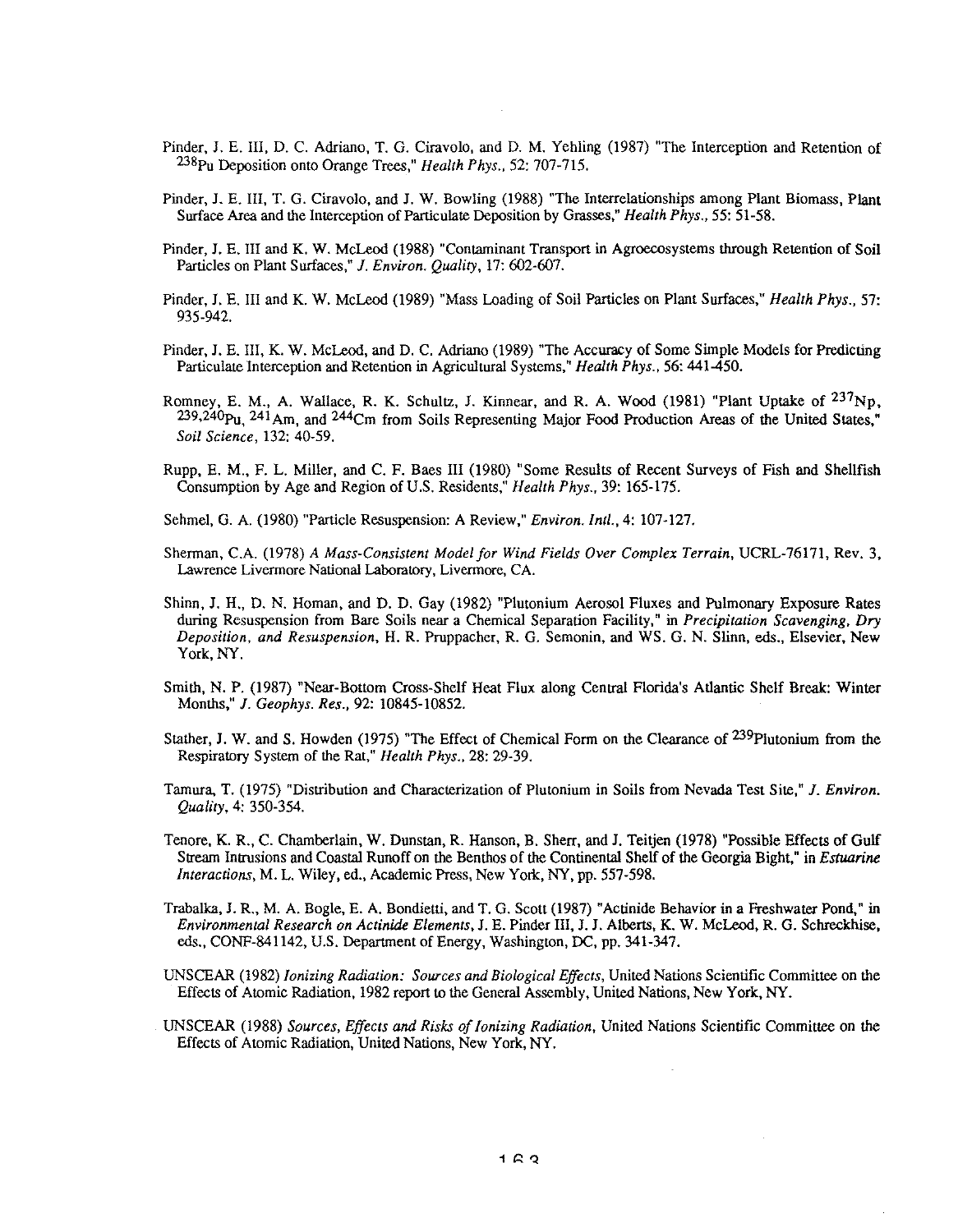Pinder, J. E. III, D. C. Adriano, T. G. Ciravolo, and D. M. Yehling (1987) "The Interception and Retention of $^{238}$Pu Deposition onto Orange Trees," *Health Phys.*, 52: 707-715.

Pinder, J. E. III, T. G. Ciravolo, and J. W. Bowling (1988) "The Interrelationships among Plant Biomass, Plant Surface Area and the Interception of Particulate Deposition by Grasses," *Health Phys.*, 55: 51-58.

Pinder, J. E. III and K. W. McLeod (1988) "Contaminant Transport in Agroecosystems through Retention of Soil Particles on Plant Surfaces," *J. Environ. Quality*, 17: 602-607.

Pinder, J. E. III and K. W. McLeod (1989) "Mass Loading of Soil Particles on Plant Surfaces," *Health Phys.*, 57: 935-942.

Pinder, J. E. III, K. W. McLeod, and D. C. Adriano (1989) "The Accuracy of Some Simple Models for Predicting Particulate Interception and Retention in Agricultural Systems," *Health Phys.*, 56: 441-450.

Romney, E. M., A. Wallace, R. K. Schultz, J. Kinnear, and R. A. Wood (1981) "Plant Uptake of $^{237}$Np, $^{239,240}$Pu, $^{241}$Am, and $^{244}$Cm from Soils Representing Major Food Production Areas of the United States," *Soil Science*, 132: 40-59.

Rupp, E. M., F. L. Miller, and C. F. Baes III (1980) "Some Results of Recent Surveys of Fish and Shellfish Consumption by Age and Region of U.S. Residents," *Health Phys.*, 39: 165-175.

Sehmel, G. A. (1980) "Particle Resuspension: A Review," *Environ. Intl.*, 4: 107-127.

Sherman, C.A. (1978) *A Mass-Consistent Model for Wind Fields Over Complex Terrain*, UCRL-76171, Rev. 3, Lawrence Livermore National Laboratory, Livermore, CA.

Shinn, J. H., D. N. Homan, and D. D. Gay (1982) "Plutonium Aerosol Fluxes and Pulmonary Exposure Rates during Resuspension from Bare Soils near a Chemical Separation Facility," in *Precipitation Scavenging, Dry Deposition, and Resuspension*, H. R. Pruppacher, R. G. Semonin, and WS. G. N. Slinn, eds., Elsevier, New York, NY.

Smith, N. P. (1987) "Near-Bottom Cross-Shelf Heat Flux along Central Florida's Atlantic Shelf Break: Winter Months," *J. Geophys. Res.*, 92: 10845-10852.

Stather, J. W. and S. Howden (1975) "The Effect of Chemical Form on the Clearance of $^{239}$Plutonium from the Respiratory System of the Rat," *Health Phys.*, 28: 29-39.

Tamura, T. (1975) "Distribution and Characterization of Plutonium in Soils from Nevada Test Site," *J. Environ. Quality*, 4: 350-354.

Tenore, K. R., C. Chamberlain, W. Dunstan, R. Hanson, B. Sherr, and J. Teitjen (1978) "Possible Effects of Gulf Stream Intrusions and Coastal Runoff on the Benthos of the Continental Shelf of the Georgia Bight," in *Estuarine Interactions*, M. L. Wiley, ed., Academic Press, New York, NY, pp. 557-598.

Trabalka, J. R., M. A. Bogle, E. A. Bondietti, and T. G. Scott (1987) "Actinide Behavior in a Freshwater Pond," in *Environmental Research on Actinide Elements*, J. E. Pinder III, J. J. Alberts, K. W. McLeod, R. G. Schreckhise, eds., CONF-841142, U.S. Department of Energy, Washington, DC, pp. 341-347.

UNSCEAR (1982) *Ionizing Radiation: Sources and Biological Effects*, United Nations Scientific Committee on the Effects of Atomic Radiation, 1982 report to the General Assembly, United Nations, New York, NY.

UNSCEAR (1988) *Sources, Effects and Risks of Ionizing Radiation*, United Nations Scientific Committee on the Effects of Atomic Radiation, United Nations, New York, NY.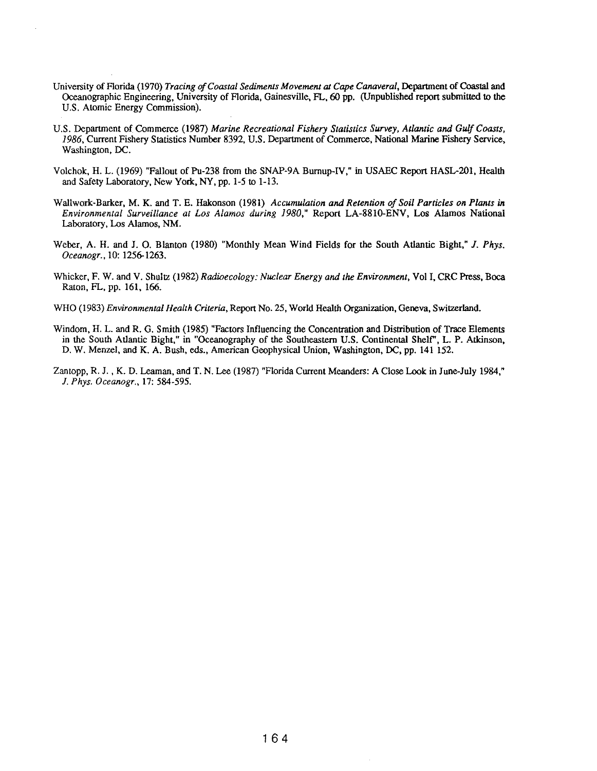University of Florida (1970) *Tracing of Coastal Sediments Movement at Cape Canaveral*, Department of Coastal and Oceanographic Engineering, University of Florida, Gainesville, FL, 60 pp. (Unpublished report submitted to the U.S. Atomic Energy Commission).

U.S. Department of Commerce (1987) *Marine Recreational Fishery Statistics Survey, Atlantic and Gulf Coasts, 1986*, Current Fishery Statistics Number 8392, U.S. Department of Commerce, National Marine Fishery Service, Washington, DC.

Volchok, H. L. (1969) "Fallout of Pu-238 from the SNAP-9A Burnup-IV," in USAEC Report HASL-201, Health and Safety Laboratory, New York, NY, pp. 1-5 to 1-13.

Wallwork-Barker, M. K. and T. E. Hakonson (1981) *Accumulation and Retention of Soil Particles on Plants in Environmental Surveillance at Los Alamos during 1980*," Report LA-8810-ENV, Los Alamos National Laboratory, Los Alamos, NM.

Weber, A. H. and J. O. Blanton (1980) "Monthly Mean Wind Fields for the South Atlantic Bight," *J. Phys. Oceanogr.*, 10: 1256-1263.

Whicker, F. W. and V. Shultz (1982) *Radioecology: Nuclear Energy and the Environment*, Vol I, CRC Press, Boca Raton, FL, pp. 161, 166.

WHO (1983) *Environmental Health Criteria*, Report No. 25, World Health Organization, Geneva, Switzerland.

Windom, H. L. and R. G. Smith (1985) "Factors Influencing the Concentration and Distribution of Trace Elements in the South Atlantic Bight," in "Oceanography of the Southeastern U.S. Continental Shelf", L. P. Atkinson, D. W. Menzel, and K. A. Bush, eds., American Geophysical Union, Washington, DC, pp. 141 152.

Zantopp, R. J. , K. D. Leaman, and T. N. Lee (1987) "Florida Current Meanders: A Close Look in June-July 1984," *J. Phys. Oceanogr.*, 17: 584-595.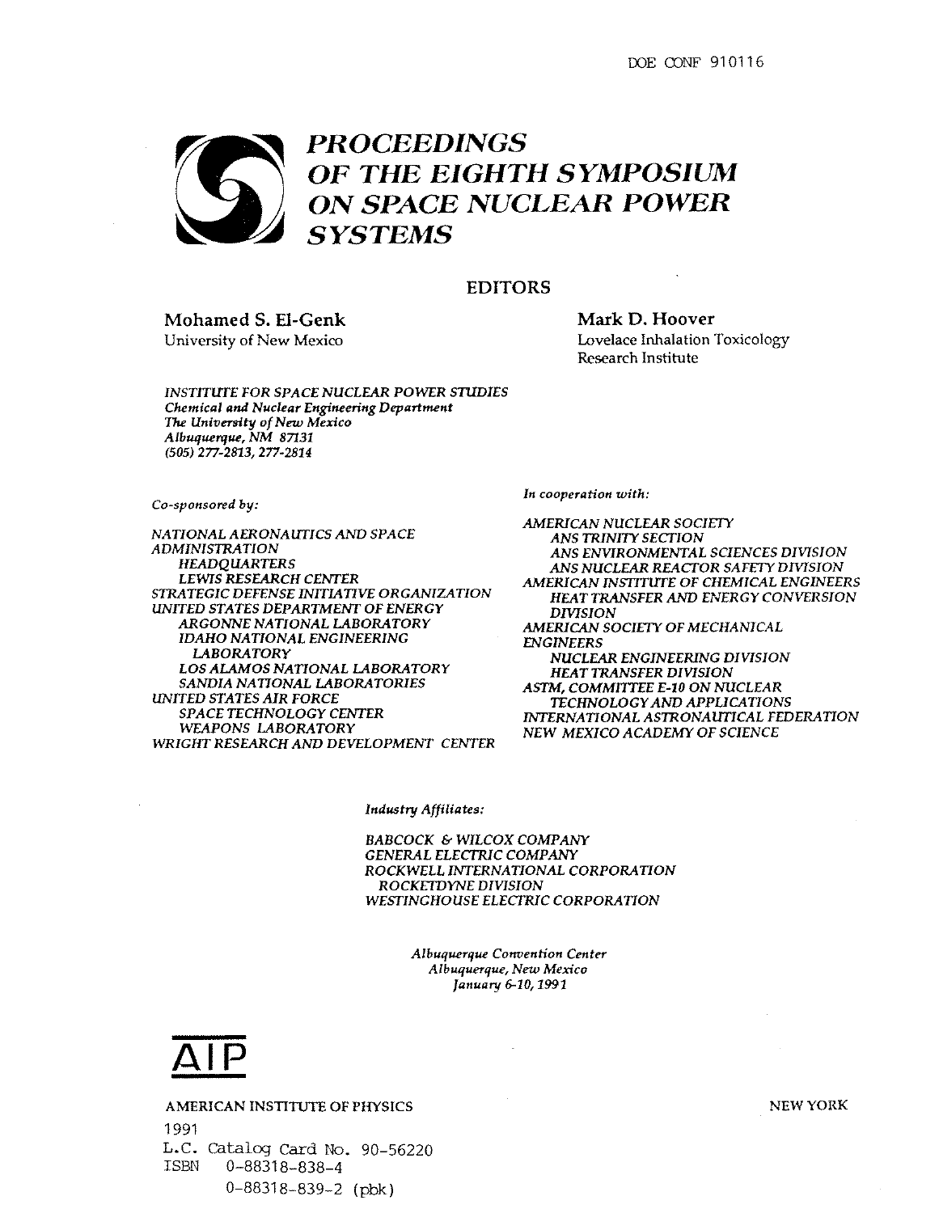DOE CONF 910116

# *PROCEEDINGS OF THE EIGHTH SYMPOSIUM ON SPACE NUCLEAR POWER SYSTEMS*

## EDITORS

**Mohamed S. El-Genk**
University of New Mexico

**Mark D. Hoover**
Lovelace Inhalation Toxicology Research Institute

*INSTITUTE FOR SPACE NUCLEAR POWER STUDIES*
*Chemical and Nuclear Engineering Department*
*The University of New Mexico*
*Albuquerque, NM 87131*
*(505) 277-2813, 277-2814*

*Co-sponsored by:*

*NATIONAL AERONAUTICS AND SPACE ADMINISTRATION*
*HEADQUARTERS*
*LEWIS RESEARCH CENTER*
*STRATEGIC DEFENSE INITIATIVE ORGANIZATION*
*UNITED STATES DEPARTMENT OF ENERGY*
*ARGONNE NATIONAL LABORATORY*
*IDAHO NATIONAL ENGINEERING LABORATORY*
*LOS ALAMOS NATIONAL LABORATORY*
*SANDIA NATIONAL LABORATORIES*
*UNITED STATES AIR FORCE*
*SPACE TECHNOLOGY CENTER*
*WEAPONS LABORATORY*
*WRIGHT RESEARCH AND DEVELOPMENT CENTER*

*In cooperation with:*

*AMERICAN NUCLEAR SOCIETY*
*ANS TRINITY SECTION*
*ANS ENVIRONMENTAL SCIENCES DIVISION*
*ANS NUCLEAR REACTOR SAFETY DIVISION*
*AMERICAN INSTITUTE OF CHEMICAL ENGINEERS*
*HEAT TRANSFER AND ENERGY CONVERSION DIVISION*
*AMERICAN SOCIETY OF MECHANICAL ENGINEERS*
*NUCLEAR ENGINEERING DIVISION*
*HEAT TRANSFER DIVISION*
*ASTM, COMMITTEE E-10 ON NUCLEAR TECHNOLOGY AND APPLICATIONS*
*INTERNATIONAL ASTRONAUTICAL FEDERATION*
*NEW MEXICO ACADEMY OF SCIENCE*

*Industry Affiliates:*

*BABCOCK & WILCOX COMPANY*
*GENERAL ELECTRIC COMPANY*
*ROCKWELL INTERNATIONAL CORPORATION*
*ROCKETDYNE DIVISION*
*WESTINGHOUSE ELECTRIC CORPORATION*

*Albuquerque Convention Center*
*Albuquerque, New Mexico*
*January 6-10, 1991*

AIP

AMERICAN INSTITUTE OF PHYSICS — NEW YORK

1991
L.C. Catalog Card No. 90-56220
ISBN 0-88318-838-4
0-88318-839-2 (pbk)